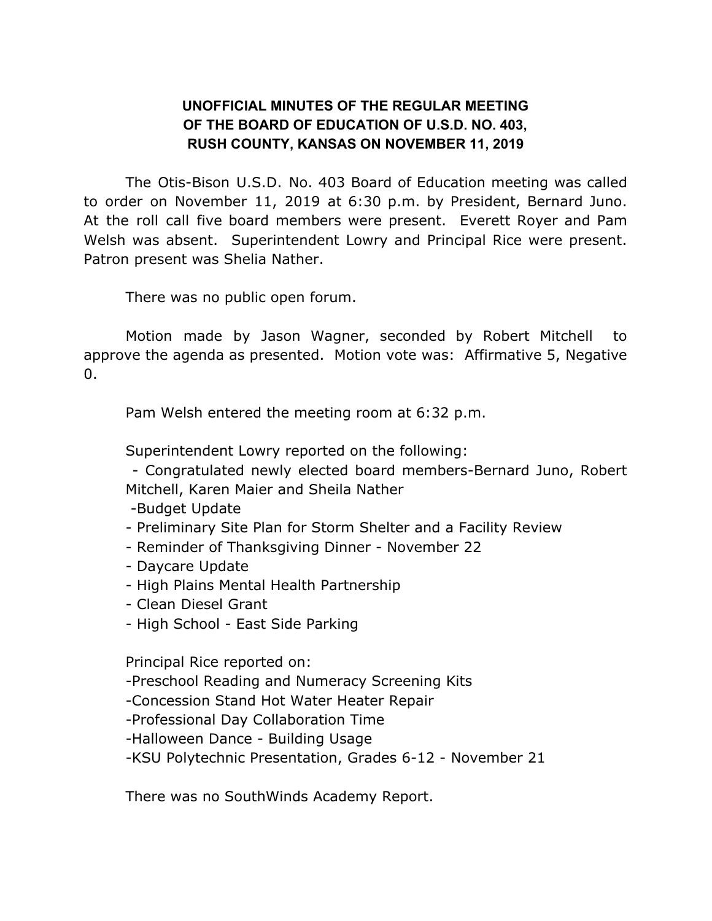**UNOFFICIAL MINUTES OF THE REGULAR MEETING OF THE BOARD OF EDUCATION OF U.S.D. NO. 403, RUSH COUNTY, KANSAS ON NOVEMBER 11, 2019**

The Otis-Bison U.S.D. No. 403 Board of Education meeting was called to order on November 11, 2019 at 6:30 p.m. by President, Bernard Juno. At the roll call five board members were present. Everett Royer and Pam Welsh was absent. Superintendent Lowry and Principal Rice were present. Patron present was Shelia Nather.

There was no public open forum.

Motion made by Jason Wagner, seconded by Robert Mitchell to approve the agenda as presented. Motion vote was: Affirmative 5, Negative 0.

Pam Welsh entered the meeting room at 6:32 p.m.

Superintendent Lowry reported on the following:

- Congratulated newly elected board members-Bernard Juno, Robert Mitchell, Karen Maier and Sheila Nather
- Budget Update
- Preliminary Site Plan for Storm Shelter and a Facility Review
- Reminder of Thanksgiving Dinner - November 22
- Daycare Update
- High Plains Mental Health Partnership
- Clean Diesel Grant
- High School - East Side Parking

Principal Rice reported on:

- Preschool Reading and Numeracy Screening Kits
- Concession Stand Hot Water Heater Repair
- Professional Day Collaboration Time
- Halloween Dance - Building Usage
- KSU Polytechnic Presentation, Grades 6-12 - November 21

There was no SouthWinds Academy Report.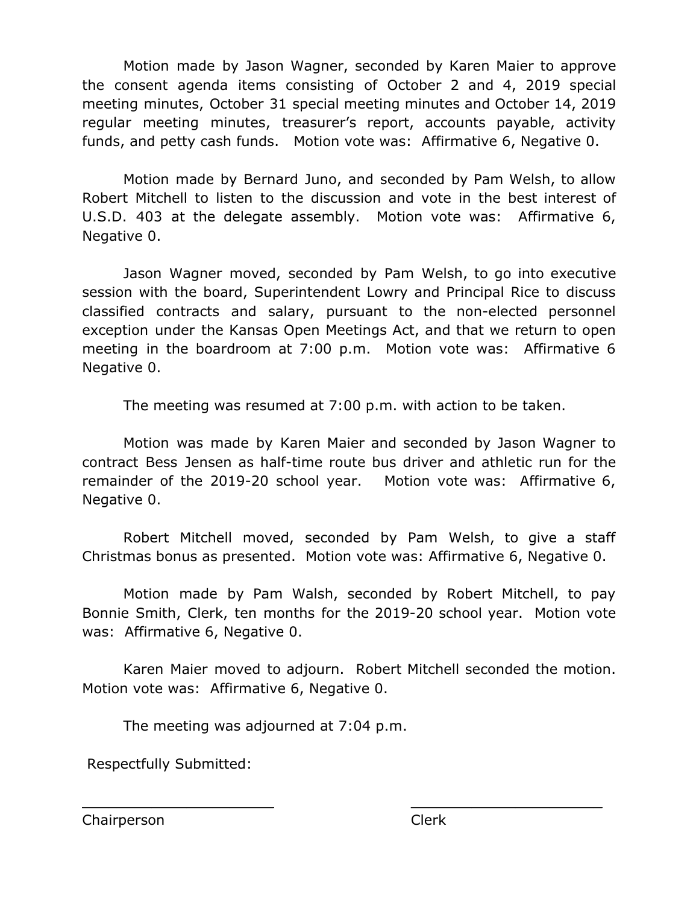Motion made by Jason Wagner, seconded by Karen Maier to approve the consent agenda items consisting of October 2 and 4, 2019 special meeting minutes, October 31 special meeting minutes and October 14, 2019 regular meeting minutes, treasurer's report, accounts payable, activity funds, and petty cash funds. Motion vote was: Affirmative 6, Negative 0.

Motion made by Bernard Juno, and seconded by Pam Welsh, to allow Robert Mitchell to listen to the discussion and vote in the best interest of U.S.D. 403 at the delegate assembly. Motion vote was: Affirmative 6, Negative 0.

Jason Wagner moved, seconded by Pam Welsh, to go into executive session with the board, Superintendent Lowry and Principal Rice to discuss classified contracts and salary, pursuant to the non-elected personnel exception under the Kansas Open Meetings Act, and that we return to open meeting in the boardroom at 7:00 p.m. Motion vote was: Affirmative 6 Negative 0.

The meeting was resumed at 7:00 p.m. with action to be taken.

Motion was made by Karen Maier and seconded by Jason Wagner to contract Bess Jensen as half-time route bus driver and athletic run for the remainder of the 2019-20 school year. Motion vote was: Affirmative 6, Negative 0.

Robert Mitchell moved, seconded by Pam Welsh, to give a staff Christmas bonus as presented. Motion vote was: Affirmative 6, Negative 0.

Motion made by Pam Walsh, seconded by Robert Mitchell, to pay Bonnie Smith, Clerk, ten months for the 2019-20 school year. Motion vote was: Affirmative 6, Negative 0.

Karen Maier moved to adjourn. Robert Mitchell seconded the motion. Motion vote was: Affirmative 6, Negative 0.

The meeting was adjourned at 7:04 p.m.

Respectfully Submitted:

\_\_\_\_\_\_\_\_\_\_\_\_\_\_\_\_\_\_\_\_\_\_\_\_ \_\_\_\_\_\_\_\_\_\_\_\_\_\_\_\_\_\_\_\_\_\_\_\_

Chairperson Clerk